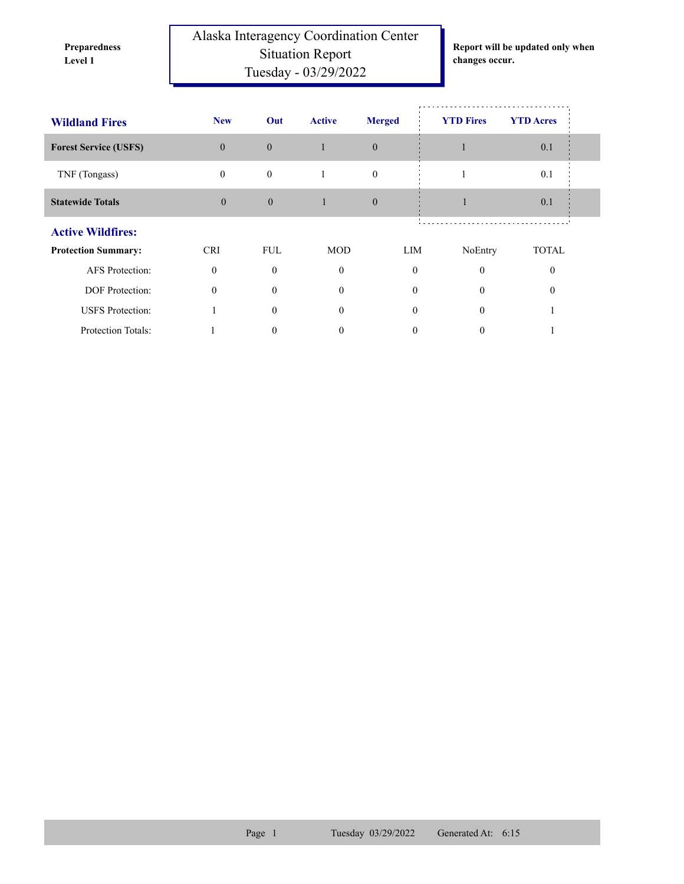**Preparedness Level 1**

# Alaska Interagency Coordination Center Situation Report Tuesday - 03/29/2022

**Report will be updated only when changes occur.**

| Wildland Fires | New | Out | Active | Merged | YTD Fires | YTD Acres |
|---|---|---|---|---|---|---|
| **Forest Service (USFS)** | 0 | 0 | 1 | 0 | 1 | 0.1 |
| TNF (Tongass) | 0 | 0 | 1 | 0 | 1 | 0.1 |
| **Statewide Totals** | 0 | 0 | 1 | 0 | 1 | 0.1 |

## Active Wildfires:

| **Protection Summary:** | CRI | FUL | MOD | LIM | NoEntry | TOTAL |
|---|---|---|---|---|---|---|
| AFS Protection: | 0 | 0 | 0 | 0 | 0 | 0 |
| DOF Protection: | 0 | 0 | 0 | 0 | 0 | 0 |
| USFS Protection: | 1 | 0 | 0 | 0 | 0 | 1 |
| Protection Totals: | 1 | 0 | 0 | 0 | 0 | 1 |

Tuesday 03/29/2022 Generated At: 6:15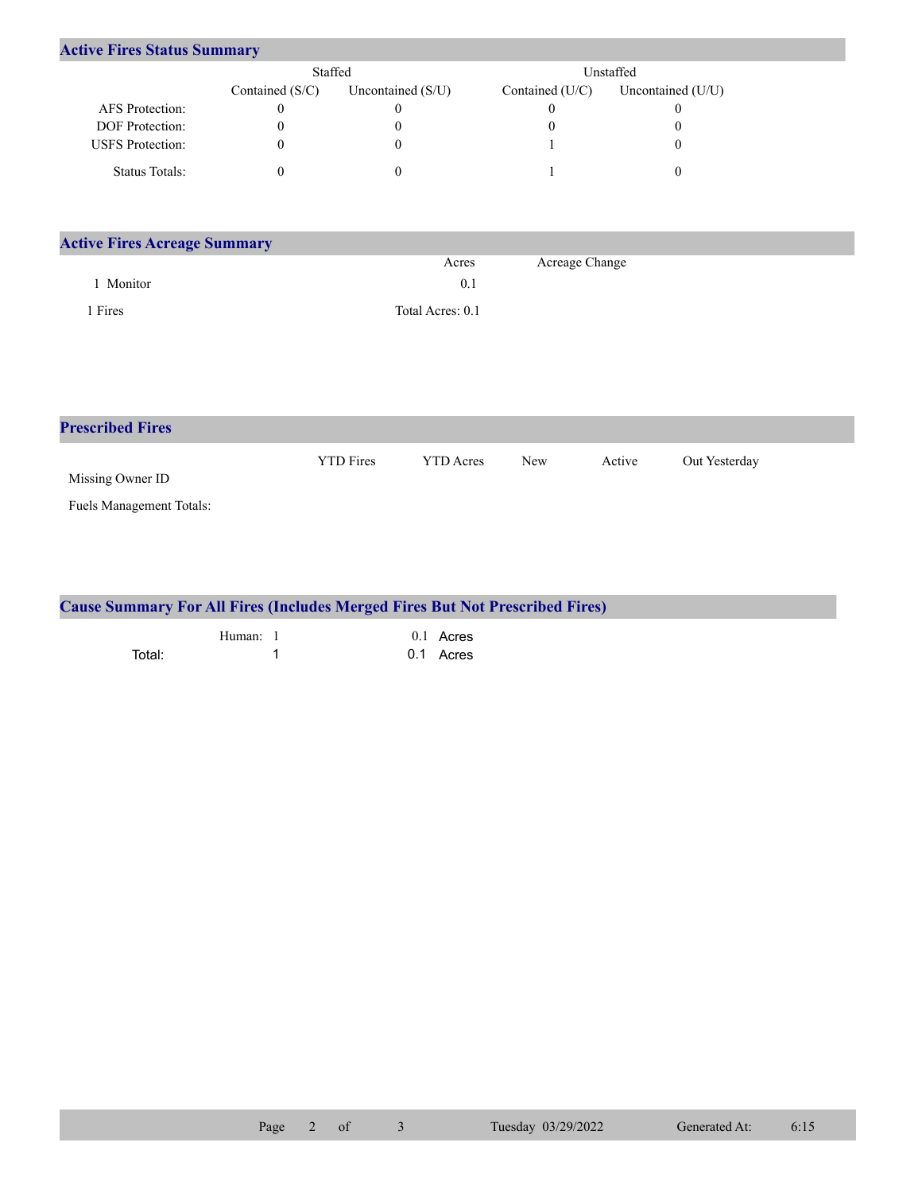## Active Fires Status Summary

| | Staffed | | Unstaffed | |
|---|---|---|---|---|
| | Contained (S/C) | Uncontained (S/U) | Contained (U/C) | Uncontained (U/U) |
| AFS Protection: | 0 | 0 | 0 | 0 |
| DOF Protection: | 0 | 0 | 0 | 0 |
| USFS Protection: | 0 | 0 | 1 | 0 |
| Status Totals: | 0 | 0 | 1 | 0 |

## Active Fires Acreage Summary

| | Acres | Acreage Change |
|---|---|---|
| 1 Monitor | 0.1 | |
| 1 Fires | Total Acres: 0.1 | |

## Prescribed Fires

| | YTD Fires | YTD Acres | New | Active | Out Yesterday |
|---|---|---|---|---|---|
| Missing Owner ID | | | | | |
| Fuels Management Totals: | | | | | |

## Cause Summary For All Fires (Includes Merged Fires But Not Prescribed Fires)

| | | | |
|---|---|---|---|
| | Human: 1 | 0.1 | Acres |
| Total: | 1 | 0.1 | Acres |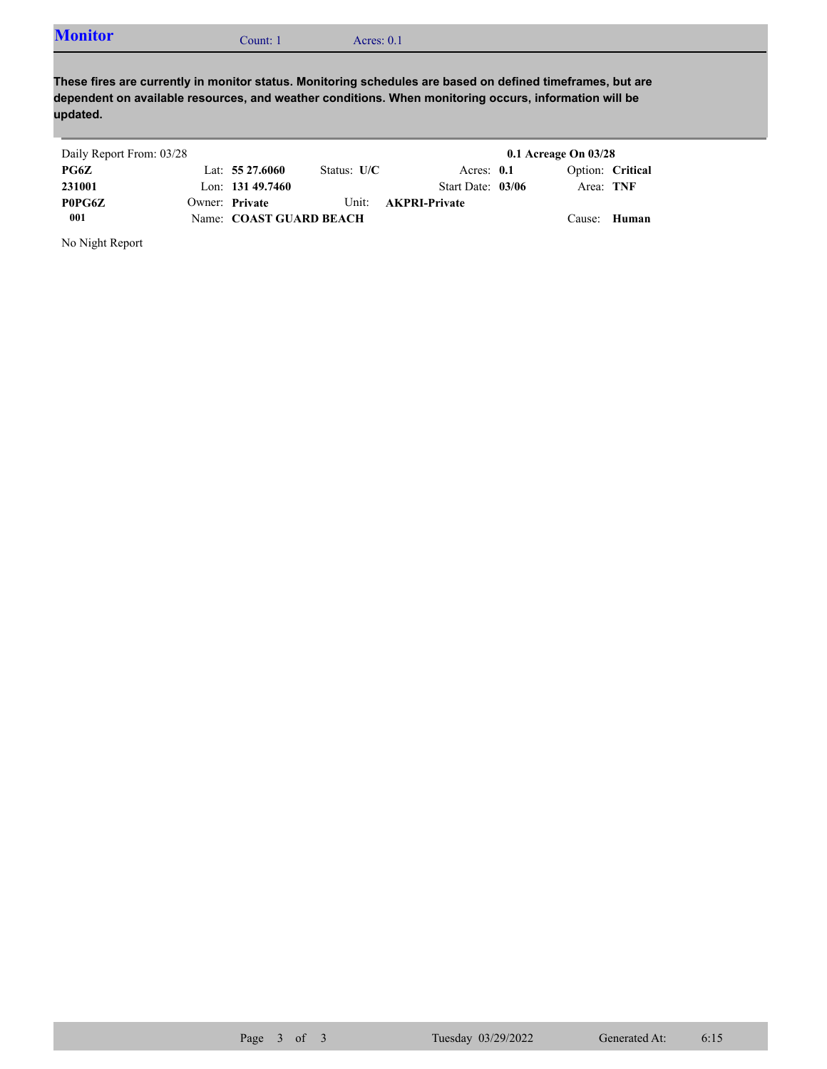# Monitor

Count: 1 Acres: 0.1

**These fires are currently in monitor status. Monitoring schedules are based on defined timeframes, but are dependent on available resources, and weather conditions. When monitoring occurs, information will be updated.**

Daily Report From: 03/28 **0.1 Acreage On 03/28**

| | | | | | | | |
|---|---|---|---|---|---|---|---|
| **PG6Z** | Lat: **55 27.6060** | Status: **U/C** | | Acres: **0.1** | | Option: **Critical** | |
| **231001** | Lon: **131 49.7460** | | | Start Date: **03/06** | | Area: **TNF** | |
| **P0PG6Z** | Owner: **Private** | Unit: | **AKPRI-Private** | | | | |
| **001** | Name: **COAST GUARD BEACH** | | | | | Cause: **Human** | |

No Night Report